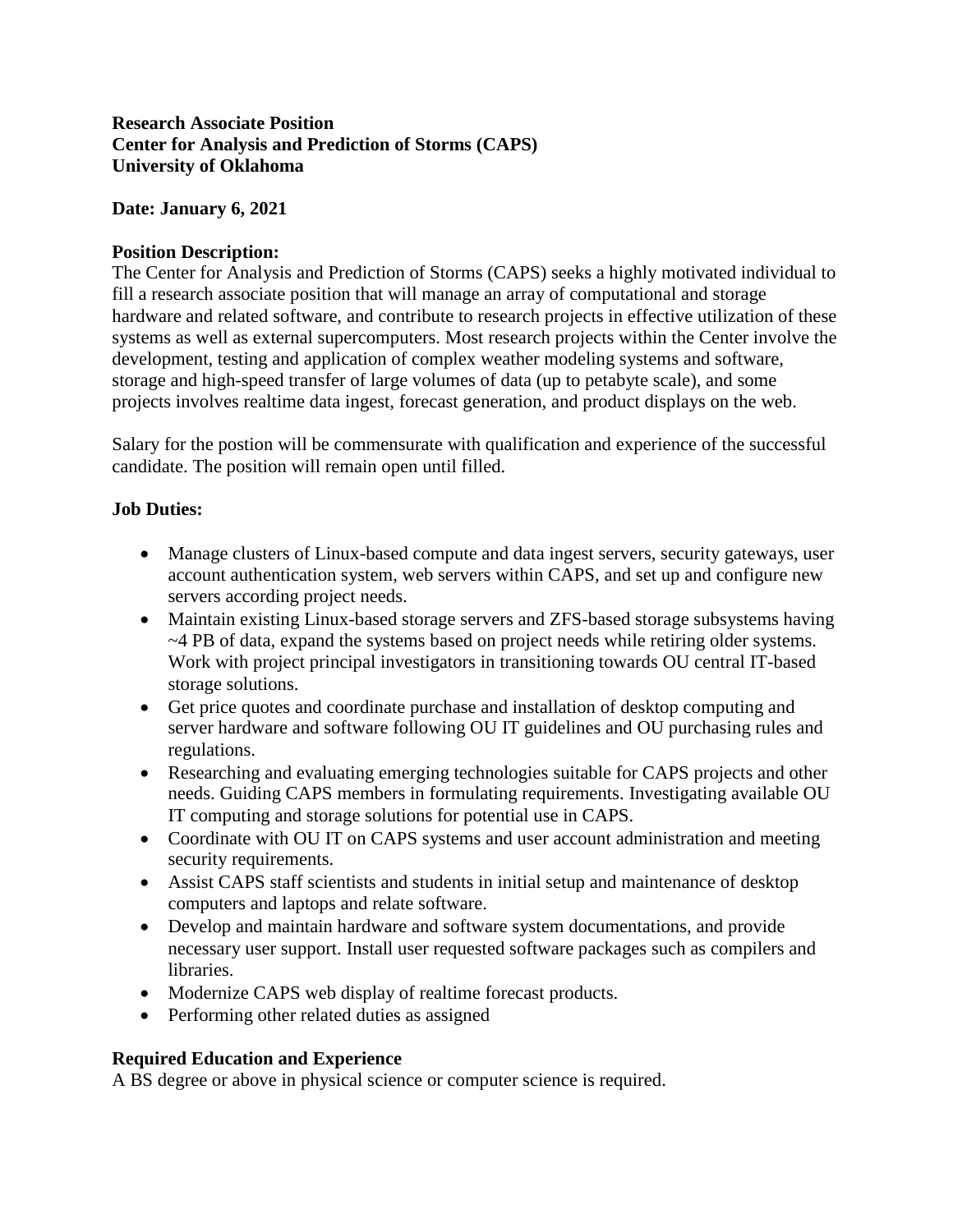**Research Associate Position**
**Center for Analysis and Prediction of Storms (CAPS)**
**University of Oklahoma**

**Date: January 6, 2021**

**Position Description:**
The Center for Analysis and Prediction of Storms (CAPS) seeks a highly motivated individual to fill a research associate position that will manage an array of computational and storage hardware and related software, and contribute to research projects in effective utilization of these systems as well as external supercomputers. Most research projects within the Center involve the development, testing and application of complex weather modeling systems and software, storage and high-speed transfer of large volumes of data (up to petabyte scale), and some projects involves realtime data ingest, forecast generation, and product displays on the web.

Salary for the postion will be commensurate with qualification and experience of the successful candidate. The position will remain open until filled.

**Job Duties:**

- Manage clusters of Linux-based compute and data ingest servers, security gateways, user account authentication system, web servers within CAPS, and set up and configure new servers according project needs.
- Maintain existing Linux-based storage servers and ZFS-based storage subsystems having ~4 PB of data, expand the systems based on project needs while retiring older systems. Work with project principal investigators in transitioning towards OU central IT-based storage solutions.
- Get price quotes and coordinate purchase and installation of desktop computing and server hardware and software following OU IT guidelines and OU purchasing rules and regulations.
- Researching and evaluating emerging technologies suitable for CAPS projects and other needs. Guiding CAPS members in formulating requirements. Investigating available OU IT computing and storage solutions for potential use in CAPS.
- Coordinate with OU IT on CAPS systems and user account administration and meeting security requirements.
- Assist CAPS staff scientists and students in initial setup and maintenance of desktop computers and laptops and relate software.
- Develop and maintain hardware and software system documentations, and provide necessary user support. Install user requested software packages such as compilers and libraries.
- Modernize CAPS web display of realtime forecast products.
- Performing other related duties as assigned

**Required Education and Experience**
A BS degree or above in physical science or computer science is required.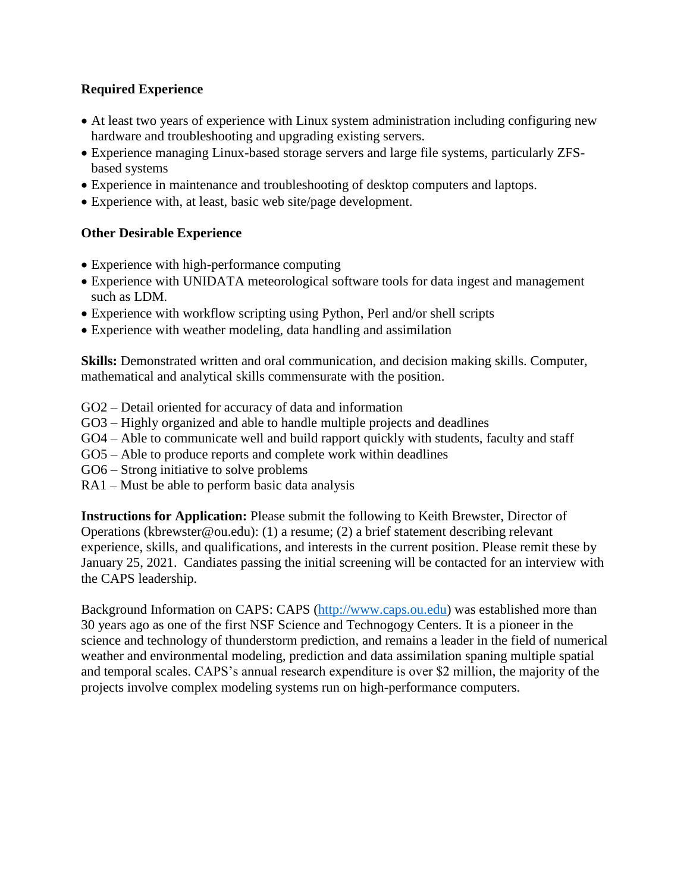**Required Experience**

- At least two years of experience with Linux system administration including configuring new hardware and troubleshooting and upgrading existing servers.
- Experience managing Linux-based storage servers and large file systems, particularly ZFS-based systems
- Experience in maintenance and troubleshooting of desktop computers and laptops.
- Experience with, at least, basic web site/page development.

**Other Desirable Experience**

- Experience with high-performance computing
- Experience with UNIDATA meteorological software tools for data ingest and management such as LDM.
- Experience with workflow scripting using Python, Perl and/or shell scripts
- Experience with weather modeling, data handling and assimilation

**Skills:** Demonstrated written and oral communication, and decision making skills. Computer, mathematical and analytical skills commensurate with the position.

GO2 – Detail oriented for accuracy of data and information
GO3 – Highly organized and able to handle multiple projects and deadlines
GO4 – Able to communicate well and build rapport quickly with students, faculty and staff
GO5 – Able to produce reports and complete work within deadlines
GO6 – Strong initiative to solve problems
RA1 – Must be able to perform basic data analysis

**Instructions for Application:** Please submit the following to Keith Brewster, Director of Operations (kbrewster@ou.edu): (1) a resume; (2) a brief statement describing relevant experience, skills, and qualifications, and interests in the current position. Please remit these by January 25, 2021. Candiates passing the initial screening will be contacted for an interview with the CAPS leadership.

Background Information on CAPS: CAPS (http://www.caps.ou.edu) was established more than 30 years ago as one of the first NSF Science and Technogogy Centers. It is a pioneer in the science and technology of thunderstorm prediction, and remains a leader in the field of numerical weather and environmental modeling, prediction and data assimilation spaning multiple spatial and temporal scales. CAPS's annual research expenditure is over $2 million, the majority of the projects involve complex modeling systems run on high-performance computers.